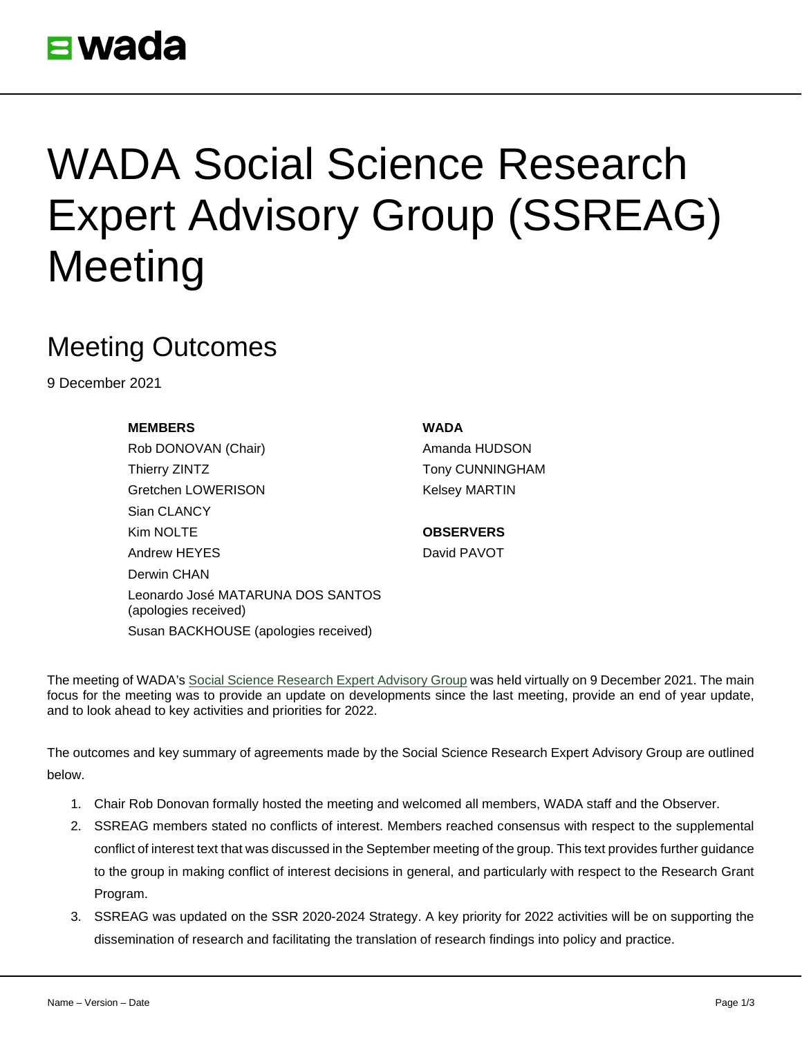# WADA Social Science Research Expert Advisory Group (SSREAG) Meeting

## Meeting Outcomes

9 December 2021

**MEMBERS**

Rob DONOVAN (Chair)
Thierry ZINTZ
Gretchen LOWERISON
Sian CLANCY
Kim NOLTE
Andrew HEYES
Derwin CHAN
Leonardo José MATARUNA DOS SANTOS (apologies received)
Susan BACKHOUSE (apologies received)

**WADA**

Amanda HUDSON
Tony CUNNINGHAM
Kelsey MARTIN

**OBSERVERS**

David PAVOT

The meeting of WADA's Social Science Research Expert Advisory Group was held virtually on 9 December 2021. The main focus for the meeting was to provide an update on developments since the last meeting, provide an end of year update, and to look ahead to key activities and priorities for 2022.

The outcomes and key summary of agreements made by the Social Science Research Expert Advisory Group are outlined below.

1. Chair Rob Donovan formally hosted the meeting and welcomed all members, WADA staff and the Observer.
2. SSREAG members stated no conflicts of interest. Members reached consensus with respect to the supplemental conflict of interest text that was discussed in the September meeting of the group. This text provides further guidance to the group in making conflict of interest decisions in general, and particularly with respect to the Research Grant Program.
3. SSREAG was updated on the SSR 2020-2024 Strategy. A key priority for 2022 activities will be on supporting the dissemination of research and facilitating the translation of research findings into policy and practice.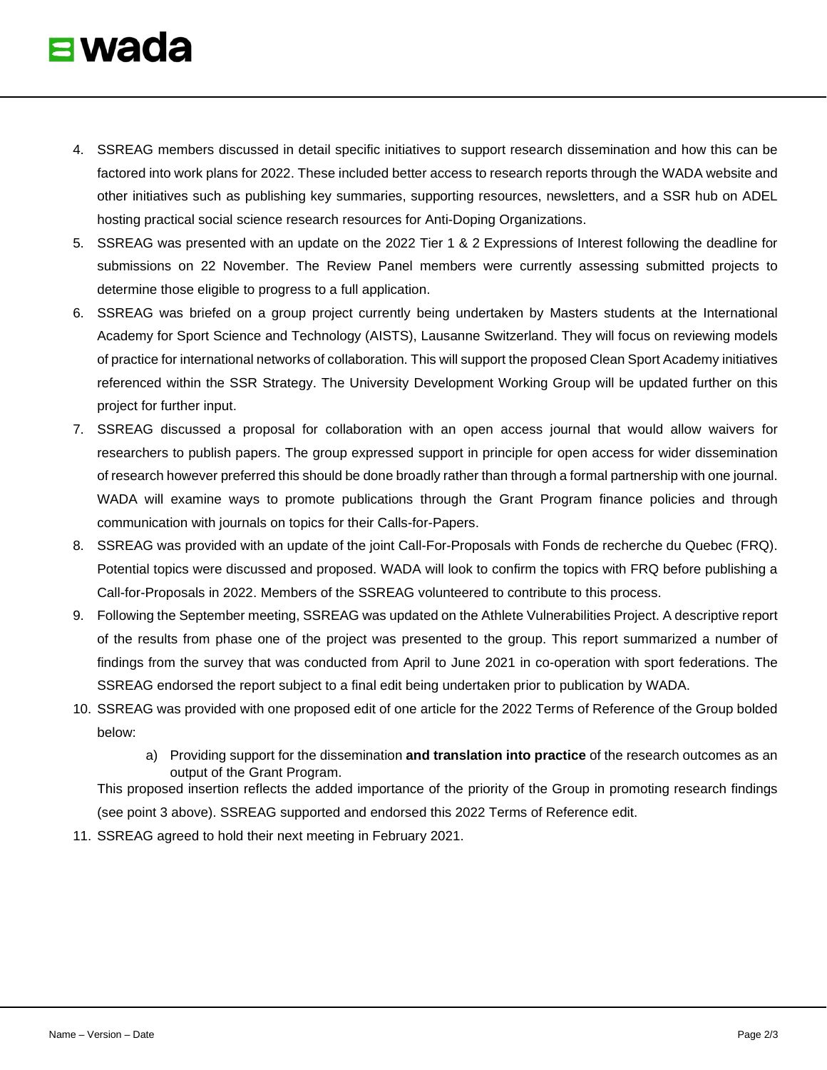4. SSREAG members discussed in detail specific initiatives to support research dissemination and how this can be factored into work plans for 2022. These included better access to research reports through the WADA website and other initiatives such as publishing key summaries, supporting resources, newsletters, and a SSR hub on ADEL hosting practical social science research resources for Anti-Doping Organizations.
5. SSREAG was presented with an update on the 2022 Tier 1 & 2 Expressions of Interest following the deadline for submissions on 22 November. The Review Panel members were currently assessing submitted projects to determine those eligible to progress to a full application.
6. SSREAG was briefed on a group project currently being undertaken by Masters students at the International Academy for Sport Science and Technology (AISTS), Lausanne Switzerland. They will focus on reviewing models of practice for international networks of collaboration. This will support the proposed Clean Sport Academy initiatives referenced within the SSR Strategy. The University Development Working Group will be updated further on this project for further input.
7. SSREAG discussed a proposal for collaboration with an open access journal that would allow waivers for researchers to publish papers. The group expressed support in principle for open access for wider dissemination of research however preferred this should be done broadly rather than through a formal partnership with one journal. WADA will examine ways to promote publications through the Grant Program finance policies and through communication with journals on topics for their Calls-for-Papers.
8. SSREAG was provided with an update of the joint Call-For-Proposals with Fonds de recherche du Quebec (FRQ). Potential topics were discussed and proposed. WADA will look to confirm the topics with FRQ before publishing a Call-for-Proposals in 2022. Members of the SSREAG volunteered to contribute to this process.
9. Following the September meeting, SSREAG was updated on the Athlete Vulnerabilities Project. A descriptive report of the results from phase one of the project was presented to the group. This report summarized a number of findings from the survey that was conducted from April to June 2021 in co-operation with sport federations. The SSREAG endorsed the report subject to a final edit being undertaken prior to publication by WADA.
10. SSREAG was provided with one proposed edit of one article for the 2022 Terms of Reference of the Group bolded below:

    a) Providing support for the dissemination **and translation into practice** of the research outcomes as an output of the Grant Program.

    This proposed insertion reflects the added importance of the priority of the Group in promoting research findings (see point 3 above). SSREAG supported and endorsed this 2022 Terms of Reference edit.
11. SSREAG agreed to hold their next meeting in February 2021.